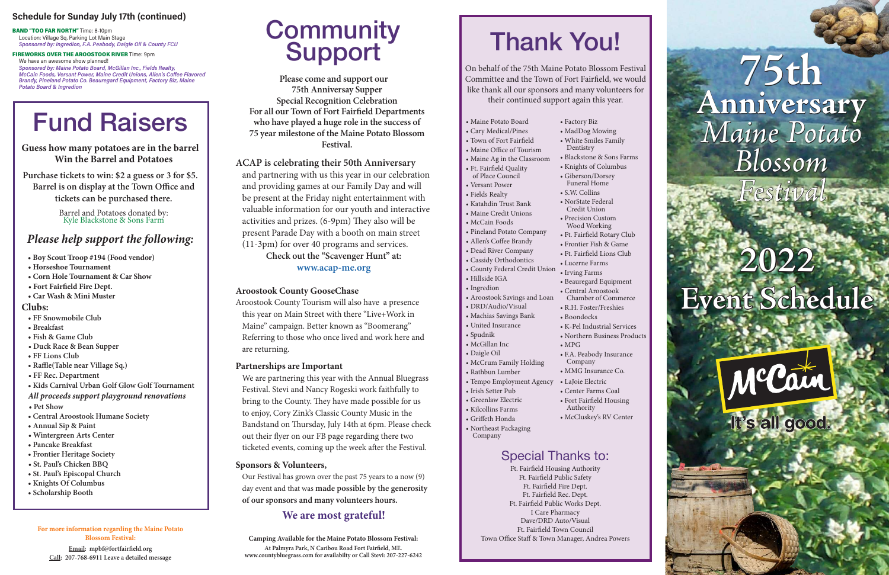## Schedule for Sunday July 17th (continued)

**BAND "TOO FAR NORTH"** Time: 8-10pm
Location: Village Sq. Parking Lot Main Stage
*Sponsored by: Ingredion, F.A. Peabody, Daigle Oil & County FCU*

**FIREWORKS OVER THE AROOSTOOK RIVER** Time: 9pm
We have an awesome show planned!
*Sponsored by: Maine Potato Board, McGillan Inc., Fields Realty, McCain Foods, Versant Power, Maine Credit Unions, Allen's Coffee Flavored Brandy, Pineland Potato Co. Beauregard Equipment, Factory Biz, Maine Potato Board & Ingredion*

# Fund Raisers

**Guess how many potatoes are in the barrel Win the Barrel and Potatoes**

**Purchase tickets to win: $2 a guess or 3 for $5. Barrel is on display at the Town Office and tickets can be purchased there.**

Barrel and Potatoes donated by:
Kyle Blackstone & Sons Farm

## *Please help support the following:*

- **Boy Scout Troop #194 (Food vendor)**
- **Horseshoe Tournament**
- **Corn Hole Tournament & Car Show**
- **Fort Fairfield Fire Dept.**
- **Car Wash & Mini Muster**

**Clubs:**

- **FF Snowmobile Club**
- **Breakfast**
- **Fish & Game Club**
- **Duck Race & Bean Supper**
- **FF Lions Club**
- **Raffle(Table near Village Sq.)**
- **FF Rec. Department**
- **Kids Carnival Urban Golf Glow Golf Tournament**

***All proceeds support playground renovations***

- **Pet Show**
- **Central Aroostook Humane Society**
- **Annual Sip & Paint**
- **Wintergreen Arts Center**
- **Pancake Breakfast**
- **Frontier Heritage Society**
- **St. Paul's Chicken BBQ**
- **St. Paul's Episcopal Church**
- **Knights Of Columbus**
- **Scholarship Booth**

**For more information regarding the Maine Potato Blossom Festival:**

**Email: mpbf@fortfairfield.org**
**Call: 207-768-6911 Leave a detailed message**

# Community Support

**Please come and support our 75th Anniversary Supper Special Recognition Celebration For all our Town of Fort Fairfield Departments who have played a huge role in the success of 75 year milestone of the Maine Potato Blossom Festival.**

**ACAP is celebrating their 50th Anniversary** and partnering with us this year in our celebration and providing games at our Family Day and will be present at the Friday night entertainment with valuable information for our youth and interactive activities and prizes. (6-9pm) They also will be present Parade Day with a booth on main street (11-3pm) for over 40 programs and services.

**Check out the "Scavenger Hunt" at:**
**www.acap-me.org**

### Aroostook County GooseChase

Aroostook County Tourism will also have a presence this year on Main Street with there "Live+Work in Maine" campaign. Better known as "Boomerang" Referring to those who once lived and work here and are returning.

### Partnerships are Important

We are partnering this year with the Annual Bluegrass Festival. Stevi and Nancy Rogeski work faithfully to bring to the County. They have made possible for us to enjoy, Cory Zink's Classic County Music in the Bandstand on Thursday, July 14th at 6pm. Please check out their flyer on our FB page regarding there two ticketed events, coming up the week after the Festival.

### Sponsors & Volunteers,

Our Festival has grown over the past 75 years to a now (9) day event and that was **made possible by the generosity of our sponsors and many volunteers hours.**

**We are most grateful!**

**Camping Available for the Maine Potato Blossom Festival:**
**At Palmyra Park, N Caribou Road Fort Fairfield, ME.**
**www.countybluegrass.com for availabilty or Call Stevi: 207-227-6242**

# Thank You!

On behalf of the 75th Maine Potato Blossom Festival Committee and the Town of Fort Fairfield, we would like thank all our sponsors and many volunteers for their continued support again this year.

- Maine Potato Board
- Cary Medical/Pines
- Town of Fort Fairfield
- Maine Office of Tourism
- Maine Ag in the Classroom
- Ft. Fairfield Quality of Place Council
- Versant Power
- Fields Realty
- Katahdin Trust Bank
- Maine Credit Unions
- McCain Foods
- Pineland Potato Company
- Allen's Coffee Brandy
- Dead River Company
- Cassidy Orthodontics
- County Federal Credit Union
- Hillside IGA
- Ingredion
- Aroostook Savings and Loan
- DRD/Audio/Visual
- Machias Savings Bank
- United Insurance
- Spudnik
- McGillan Inc
- Daigle Oil
- McCrum Family Holding
- Rathbun Lumber
- Tempo Employment Agency
- Irish Setter Pub
- Greenlaw Electric
- Kilcollins Farms
- Griffeth Honda
- Northeast Packaging Company
- Factory Biz
- MadDog Mowing
- White Smiles Family Dentistry
- Blackstone & Sons Farms
- Knights of Columbus
- Giberson/Dorsey Funeral Home
- S.W. Collins
- NorState Federal Credit Union
- Precision Custom Wood Working
- Ft. Fairfield Rotary Club
- Frontier Fish & Game
- Ft. Fairfield Lions Club
- Lucerne Farms
- Irving Farms
- Beauregard Equipment
- Central Aroostook Chamber of Commerce
- R.H. Foster/Freshies
- Boondocks
- K-Pel Industrial Services
- Northern Business Products
- MPG
- F.A. Peabody Insurance Company
- MMG Insurance Co.
- LaJoie Electric
- Center Farms Coal
- Fort Fairfield Housing Authority
- McCluskey's RV Center

## Special Thanks to:

Ft. Fairfield Housing Authority
Ft. Fairfield Public Safety
Ft. Fairfield Fire Dept.
Ft. Fairfield Rec. Dept.
Ft. Fairfield Public Works Dept.
I Care Pharmacy
Dave/DRD Auto/Visual
Ft. Fairfield Town Council
Town Office Staff & Town Manager, Andrea Powers

# 75th Anniversary *Maine Potato Blossom Festival*

# 2022 Event Schedule

McCain
It's all good.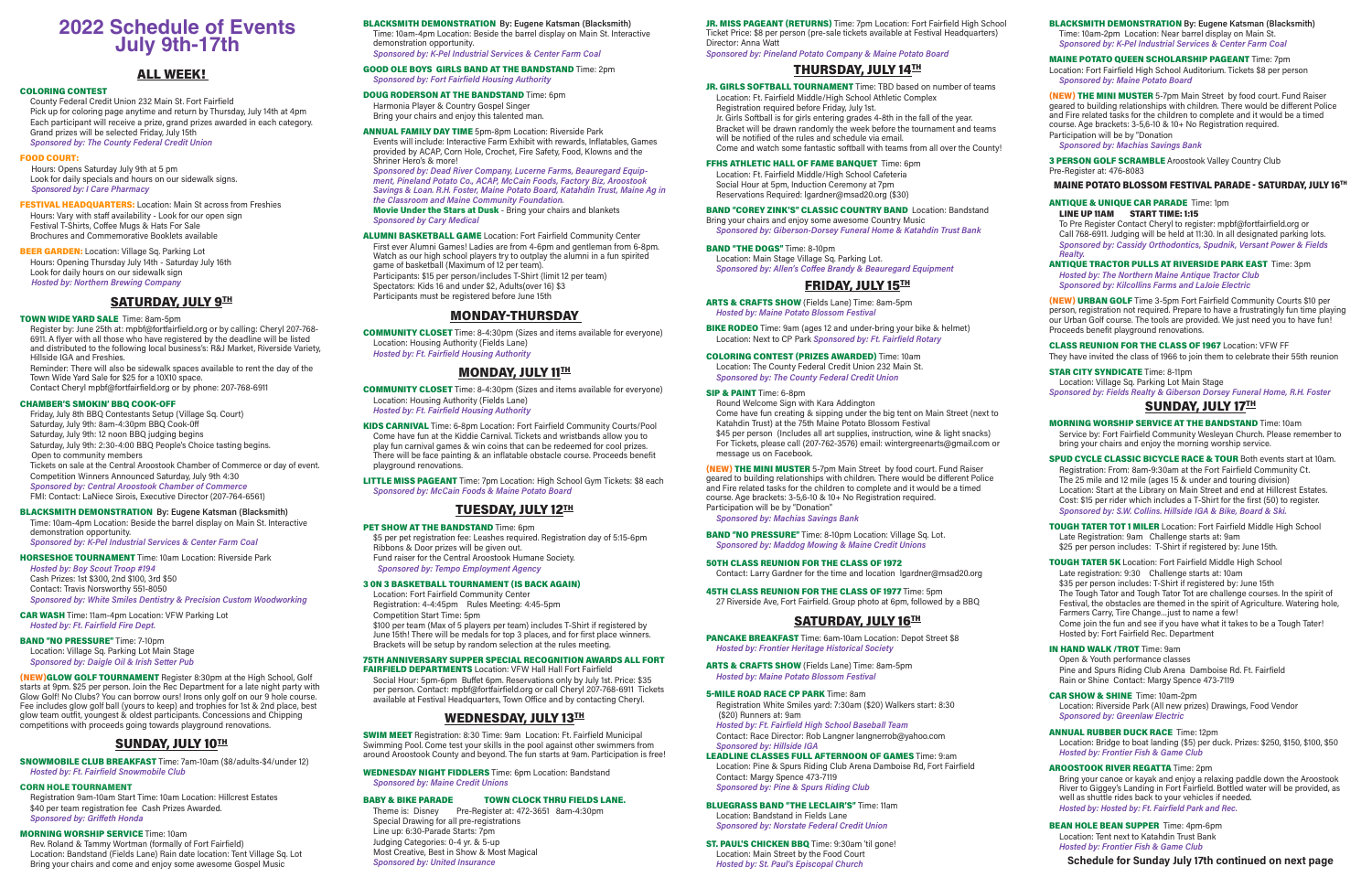# 2022 Schedule of Events July 9th-17th

## ALL WEEK!

**COLORING CONTEST**

County Federal Credit Union 232 Main St. Fort Fairfield
Pick up for coloring page anytime and return by Thursday, July 14th at 4pm
Each participant will receive a prize, grand prizes awarded in each category.
Grand prizes will be selected Friday, July 15th
*Sponsored by: The County Federal Credit Union*

**FOOD COURT:**

Hours: Opens Saturday July 9th at 5 pm
Look for daily specials and hours on our sidewalk signs.
*Sponsored by: I Care Pharmacy*

**FESTIVAL HEADQUARTERS:** Location: Main St across from Freshies
Hours: Vary with staff availability - Look for our open sign
Festival T-Shirts, Coffee Mugs & Hats For Sale
Brochures and Commemorative Booklets available

**BEER GARDEN:** Location: Village Sq. Parking Lot
Hours: Opening Thursday July 14th - Saturday July 16th
Look for daily hours on our sidewalk sign
*Hosted by: Northern Brewing Company*

## SATURDAY, JULY 9TH

**TOWN WIDE YARD SALE** Time: 8am-5pm

Register by: June 25th at: mpbf@fortfairfield.org or by calling: Cheryl 207-768-6911. A flyer with all those who have registered by the deadline will be listed and distributed to the following local business's: R&J Market, Riverside Variety, Hillside IGA and Freshies.
Reminder: There will also be sidewalk spaces available to rent the day of the Town Wide Yard Sale for $25 for a 10X10 space.
Contact Cheryl mpbf@fortfairfield.org or by phone: 207-768-6911

**CHAMBER'S SMOKIN' BBQ COOK-OFF**

Friday, July 8th BBQ Contestants Setup (Village Sq. Court)
Saturday, July 9th: 8am-4:30pm BBQ Cook-Off
Saturday, July 9th: 12 noon BBQ judging begins
Saturday, July 9th: 2:30-4:00 BBQ People's Choice tasting begins.
Open to community members
Tickets on sale at the Central Aroostook Chamber of Commerce or day of event.
Competition Winners Announced Saturday, July 9th 4:30
*Sponsored by: Central Aroostook Chamber of Commerce*
FMI: Contact: LaNiece Sirois, Executive Director (207-764-6561)

**BLACKSMITH DEMONSTRATION By: Eugene Katsman (Blacksmith)**

Time: 10am-4pm Location: Beside the barrel display on Main St. Interactive demonstration opportunity.
*Sponsored by: K-Pel Industrial Services & Center Farm Coal*

**HORSESHOE TOURNAMENT** Time: 10am Location: Riverside Park
*Hosted by: Boy Scout Troop #194*
Cash Prizes: 1st $300, 2nd $100, 3rd $50
Contact: Travis Norsworthy 551-8050
*Sponsored by: White Smiles Dentistry & Precision Custom Woodworking*

**CAR WASH** Time: 11am-4pm Location: VFW Parking Lot
*Hosted by: Ft. Fairfield Fire Dept.*

**BAND "NO PRESSURE"** Time: 7-10pm
Location: Village Sq. Parking Lot Main Stage
*Sponsored by: Daigle Oil & Irish Setter Pub*

**(NEW) GLOW GOLF TOURNAMENT** Register 8:30pm at the High School, Golf starts at 9pm. $25 per person. Join the Rec Department for a late night party with Glow Golf! No Clubs? You can borrow ours! Irons only golf on our 9 hole course. Fee includes glow golf ball (yours to keep) and trophies for 1st & 2nd place, best glow team outfit, youngest & oldest participants. Concessions and Chipping competitions with proceeds going towards playground renovations.

## SUNDAY, JULY 10TH

**SNOWMOBILE CLUB BREAKFAST** Time: 7am-10am ($8/adults-$4/under 12)
*Hosted by: Ft. Fairfield Snowmobile Club*

**CORN HOLE TOURNAMENT**

Registration 9am-10am Start Time: 10am Location: Hillcrest Estates
$40 per team registration fee Cash Prizes Awarded.
*Sponsored by: Griffeth Honda*

**MORNING WORSHIP SERVICE** Time: 10am

Rev. Roland & Tammy Wortman (formally of Fort Fairfield)
Location: Bandstand (Fields Lane) Rain date location: Tent Village Sq. Lot
Bring your chairs and come and enjoy some awesome Gospel Music

**BLACKSMITH DEMONSTRATION By: Eugene Katsman (Blacksmith)**

Time: 10am-4pm Location: Beside the barrel display on Main St. Interactive demonstration opportunity.
*Sponsored by: K-Pel Industrial Services & Center Farm Coal*

**GOOD OLE BOYS GIRLS BAND AT THE BANDSTAND** Time: 2pm
*Sponsored by: Fort Fairfield Housing Authority*

**DOUG RODERSON AT THE BANDSTAND** Time: 6pm

Harmonia Player & Country Gospel Singer
Bring your chairs and enjoy this talented man.

**ANNUAL FAMILY DAY TIME** 5pm-8pm Location: Riverside Park

Events will include: Interactive Farm Exhibit with rewards, Inflatables, Games provided by ACAP, Corn Hole, Crochet, Fire Safety, Food, Klowns and the Shriner Hero's & more!
*Sponsored by: Dead River Company, Lucerne Farms, Beauregard Equipment, Pineland Potato Co., ACAP, McCain Foods, Factory Biz, Aroostook Savings & Loan, R.H. Foster, Maine Potato Board, Katahdin Trust, Maine Ag in the Classroom and Maine Community Foundation.*
**Movie Under the Stars at Dusk** - Bring your chairs and blankets
*Sponsored by Cary Medical*

**ALUMNI BASKETBALL GAME** Location: Fort Fairfield Community Center

First ever Alumni Games! Ladies are from 4-6pm and gentleman from 6-8pm. Watch as our high school players try to outplay the alumni in a fun spirited game of basketball (Maximum of 12 per team).
Participants: $15 per person/includes T-Shirt (limit 12 per team)
Spectators: Kids 16 and under $2, Adults(over 16) $3
Participants must be registered before June 15th

## MONDAY-THURSDAY

**COMMUNITY CLOSET** Time: 8-4:30pm (Sizes and items available for everyone)
Location: Housing Authority (Fields Lane)
*Hosted by: Ft. Fairfield Housing Authority*

## MONDAY, JULY 11TH

**COMMUNITY CLOSET** Time: 8-4:30pm (Sizes and items available for everyone)
Location: Housing Authority (Fields Lane)
*Hosted by: Ft. Fairfield Housing Authority*

**KIDS CARNIVAL** Time: 6-8pm Location: Fort Fairfield Community Courts/Pool
Come have fun at the Kiddie Carnival. Tickets and wristbands allow you to play fun carnival games & win coins that can be redeemed for cool prizes. There will be face painting & an inflatable obstacle course. Proceeds benefit playground renovations.

**LITTLE MISS PAGEANT** Time: 7pm Location: High School Gym Tickets: $8 each
*Sponsored by: McCain Foods & Maine Potato Board*

## TUESDAY, JULY 12TH

**PET SHOW AT THE BANDSTAND** Time: 6pm

$5 per pet registration fee: Leashes required. Registration day of 5:15-6pm
Ribbons & Door prizes will be given out.
Fund raiser for the Central Aroostook Humane Society.
*Sponsored by: Tempo Employment Agency*

**3 ON 3 BASKETBALL TOURNAMENT (IS BACK AGAIN)**

Location: Fort Fairfield Community Center
Registration: 4-4:45pm Rules Meeting: 4:45-5pm
Competition Start Time: 5pm
$100 per team (Max of 5 players per team) includes T-Shirt if registered by June 15th! There will be medals for top 3 places, and for first place winners. Brackets will be setup by random selection at the rules meeting.

**75TH ANNIVERSARY SUPPER SPECIAL RECOGNITION AWARDS ALL FORT FAIRFIELD DEPARTMENTS** Location: VFW Hall Hall Fort Fairfield

Social Hour: 5pm-6pm Buffet 6pm. Reservations only by July 1st. Price: $35 per person. Contact: mpbf@fortfairfield.org or call Cheryl 207-768-6911 Tickets available at Festival Headquarters, Town Office and by contacting Cheryl.

## WEDNESDAY, JULY 13TH

**SWIM MEET** Registration: 8:30 Time: 9am Location: Ft. Fairfield Municipal Swimming Pool. Come test your skills in the pool against other swimmers from around Aroostook County and beyond. The fun starts at 9am. Participation is free!

**WEDNESDAY NIGHT FIDDLERS** Time: 6pm Location: Bandstand
*Sponsored by: Maine Credit Unions*

**BABY & BIKE PARADE TOWN CLOCK THRU FIELDS LANE.**

Theme is: Disney Pre-Register at: 472-3651 8am-4:30pm
Special Drawing for all pre-registrations
Line up: 6:30-Parade Starts: 7pm
Judging Categories: 0-4 yr. & 5-up
Most Creative, Best in Show & Most Magical
*Sponsored by: United Insurance*

**JR. MISS PAGEANT (RETURNS)** Time: 7pm Location: Fort Fairfield High School
Ticket Price: $8 per person (pre-sale tickets available at Festival Headquarters)
Director: Anna Watt
*Sponsored by: Pineland Potato Company & Maine Potato Board*

## THURSDAY, JULY 14TH

**JR. GIRLS SOFTBALL TOURNAMENT** Time: TBD based on number of teams

Location: Ft. Fairfield Middle/High School Athletic Complex
Registration required before Friday, July 1st.
Jr. Girls Softball is for girls entering grades 4-8th in the fall of the year.
Bracket will be drawn randomly the week before the tournament and teams will be notified of the rules and schedule via email.
Come and watch some fantastic softball with teams from all over the County!

**FFHS ATHLETIC HALL OF FAME BANQUET** Time: 6pm

Location: Ft. Fairfield Middle/High School Cafeteria
Social Hour at 5pm, Induction Ceremony at 7pm
Reservations Required: lgardner@msad20.org ($30)

**BAND "COREY ZINK'S" CLASSIC COUNTRY BAND** Location: Bandstand
Bring your chairs and enjoy some awesome Country Music
*Sponsored by: Giberson-Dorsey Funeral Home & Katahdin Trust Bank*

**BAND "THE DOGS"** Time: 8-10pm
Location: Main Stage Village Sq. Parking Lot.
*Sponsored by: Allen's Coffee Brandy & Beauregard Equipment*

## FRIDAY, JULY 15TH

**ARTS & CRAFTS SHOW** (Fields Lane) Time: 8am-5pm
*Hosted by: Maine Potato Blossom Festival*

**BIKE RODEO** Time: 9am (ages 12 and under-bring your bike & helmet)
Location: Next to CP Park *Sponsored by: Ft. Fairfield Rotary*

**COLORING CONTEST (PRIZES AWARDED)** Time: 10am
Location: The County Federal Credit Union 232 Main St.
*Sponsored by: The County Federal Credit Union*

**SIP & PAINT** Time: 6-8pm

Round Welcome Sign with Kara Addington
Come have fun creating & sipping under the big tent on Main Street (next to Katahdin Trust) at the 75th Maine Potato Blossom Festival
$45 per person (Includes all art supplies, instruction, wine & light snacks)
For Tickets, please call (207-762-3576) email: wintergreenarts@gmail.com or message us on Facebook.

**(NEW) THE MINI MUSTER** 5-7pm Main Street by food court. Fund Raiser geared to building relationships with children. There would be different Police and Fire related tasks for the children to complete and it would be a timed course. Age brackets: 3-5,6-10 & 10+ No Registration required.
Participation will be by "Donation"
*Sponsored by: Machias Savings Bank*

**BAND "NO PRESSURE"** Time: 8-10pm Location: Village Sq. Lot.
*Sponsored by: Maddog Mowing & Maine Credit Unions*

**50TH CLASS REUNION FOR THE CLASS OF 1972**
Contact: Larry Gardner for the time and location lgardner@msad20.org

**45TH CLASS REUNION FOR THE CLASS OF 1977** Time: 5pm
27 Riverside Ave, Fort Fairfield. Group photo at 6pm, followed by a BBQ

## SATURDAY, JULY 16TH

**PANCAKE BREAKFAST** Time: 6am-10am Location: Depot Street $8
*Hosted by: Frontier Heritage Historical Society*

**ARTS & CRAFTS SHOW** (Fields Lane) Time: 8am-5pm
*Hosted by: Maine Potato Blossom Festival*

**5-MILE ROAD RACE CP PARK** Time: 8am

Registration White Smiles yard: 7:30am ($20) Walkers start: 8:30 ($20) Runners at: 9am
*Hosted by: Ft. Fairfield High School Baseball Team*
Contact: Race Director: Rob Langner langnerrob@yahoo.com
*Sponsored by: Hillside IGA*

**LEADLINE CLASSES FULL AFTERNOON OF GAMES** Time: 9:am
Location: Pine & Spurs Riding Club Arena Damboise Rd, Fort Fairfield
Contact: Margy Spence 473-7119
*Sponsored by: Pine & Spurs Riding Club*

**BLUEGRASS BAND "THE LECLAIR'S"** Time: 11am
Location: Bandstand in Fields Lane
*Sponsored by: Norstate Federal Credit Union*

**ST. PAUL'S CHICKEN BBQ** Time: 9:30am 'til gone!
Location: Main Street by the Food Court
*Hosted by: St. Paul's Episcopal Church*

**BLACKSMITH DEMONSTRATION By: Eugene Katsman (Blacksmith)**

Time: 10am-2pm Location: Near barrel display on Main St.
*Sponsored by: K-Pel Industrial Services & Center Farm Coal*

**MAINE POTATO QUEEN SCHOLARSHIP PAGEANT** Time: 7pm
Location: Fort Fairfield High School Auditorium. Tickets $8 per person
*Sponsored by: Maine Potato Board*

**(NEW) THE MINI MUSTER** 5-7pm Main Street by food court. Fund Raiser geared to building relationships with children. There would be different Police and Fire related tasks for the children to complete and it would be a timed course. Age brackets: 3-5,6-10 & 10+ No Registration required.
Participation will be by "Donation
*Sponsored by: Machias Savings Bank*

**3 PERSON GOLF SCRAMBLE** Aroostook Valley Country Club
Pre-Register at: 476-8083

### MAINE POTATO BLOSSOM FESTIVAL PARADE - SATURDAY, JULY 16TH

**ANTIQUE & UNIQUE CAR PARADE** Time: 1pm

**LINE UP 11AM START TIME: 1:15**
To Pre Register Contact Cheryl to register: mpbf@fortfairfield.org or Call 768-6911. Judging will be held at 11:30. In all designated parking lots.
*Sponsored by: Cassidy Orthodontics, Spudnik, Versant Power & Fields Realty.*

**ANTIQUE TRACTOR PULLS AT RIVERSIDE PARK EAST** Time: 3pm
*Hosted by: The Northern Maine Antique Tractor Club*
*Sponsored by: Kilcollins Farms and LaJoie Electric*

**(NEW) URBAN GOLF** Time 3-5pm Fort Fairfield Community Courts $10 per person, registration not required. Prepare to have a frustratingly fun time playing our Urban Golf course. The tools are provided. We just need you to have fun! Proceeds benefit playground renovations.

**CLASS REUNION FOR THE CLASS OF 1967** Location: VFW FF
They have invited the class of 1966 to join them to celebrate their 55th reunion

**STAR CITY SYNDICATE** Time: 8-11pm
Location: Village Sq. Parking Lot Main Stage
*Sponsored by: Fields Realty & Giberson Dorsey Funeral Home, R.H. Foster*

## SUNDAY, JULY 17TH

**MORNING WORSHIP SERVICE AT THE BANDSTAND** Time: 10am
Service by: Fort Fairfield Community Wesleyan Church. Please remember to bring your chairs and enjoy the morning worship service.

**SPUD CYCLE CLASSIC BICYCLE RACE & TOUR** Both events start at 10am.

Registration: From: 8am-9:30am at the Fort Fairfield Community Ct.
The 25 mile and 12 mile (ages 15 & under and touring division)
Location: Start at the Library on Main Street and end at Hillcrest Estates.
Cost: $15 per rider which includes a T-Shirt for the first (50) to register.
*Sponsored by: S.W. Collins. Hillside IGA & Bike, Board & Ski.*

**TOUGH TATER TOT 1 MILER** Location: Fort Fairfield Middle High School
Late Registration: 9am Challenge starts at: 9am
$25 per person includes: T-Shirt if registered by: June 15th.

**TOUGH TATER 5K** Location: Fort Fairfield Middle High School

Late registration: 9:30 Challenge starts at: 10am
$35 per person includes: T-Shirt if registered by: June 15th
The Tough Tator and Tough Tator Tot are challenge courses. In the spirit of Festival, the obstacles are themed in the spirit of Agriculture. Watering hole, Farmers Carry, Tire Change...just to name a few!
Come join the fun and see if you have what it takes to be a Tough Tater!
Hosted by: Fort Fairfield Rec. Department

**IN HAND WALK /TROT** Time: 9am

Open & Youth performance classes
Pine and Spurs Riding Club Arena Damboise Rd. Ft. Fairfield
Rain or Shine Contact: Margy Spence 473-7119

**CAR SHOW & SHINE** Time: 10am-2pm
Location: Riverside Park (All new prizes) Drawings, Food Vendor
*Sponsored by: Greenlaw Electric*

**ANNUAL RUBBER DUCK RACE** Time: 12pm
Location: Bridge to boat landing ($5) per duck. Prizes: $250, $150, $100, $50
*Hosted by: Frontier Fish & Game Club*

**AROOSTOOK RIVER REGATTA** Time: 2pm
Bring your canoe or kayak and enjoy a relaxing paddle down the Aroostook River to Giggey's Landing in Fort Fairfield. Bottled water will be provided, as well as shuttle rides back to your vehicles if needed.
*Hosted by: Hosted by: Ft. Fairfield Park and Rec.*

**BEAN HOLE BEAN SUPPER** Time: 4pm-6pm
Location: Tent next to Katahdin Trust Bank
*Hosted by: Frontier Fish & Game Club*

**Schedule for Sunday July 17th continued on next page**